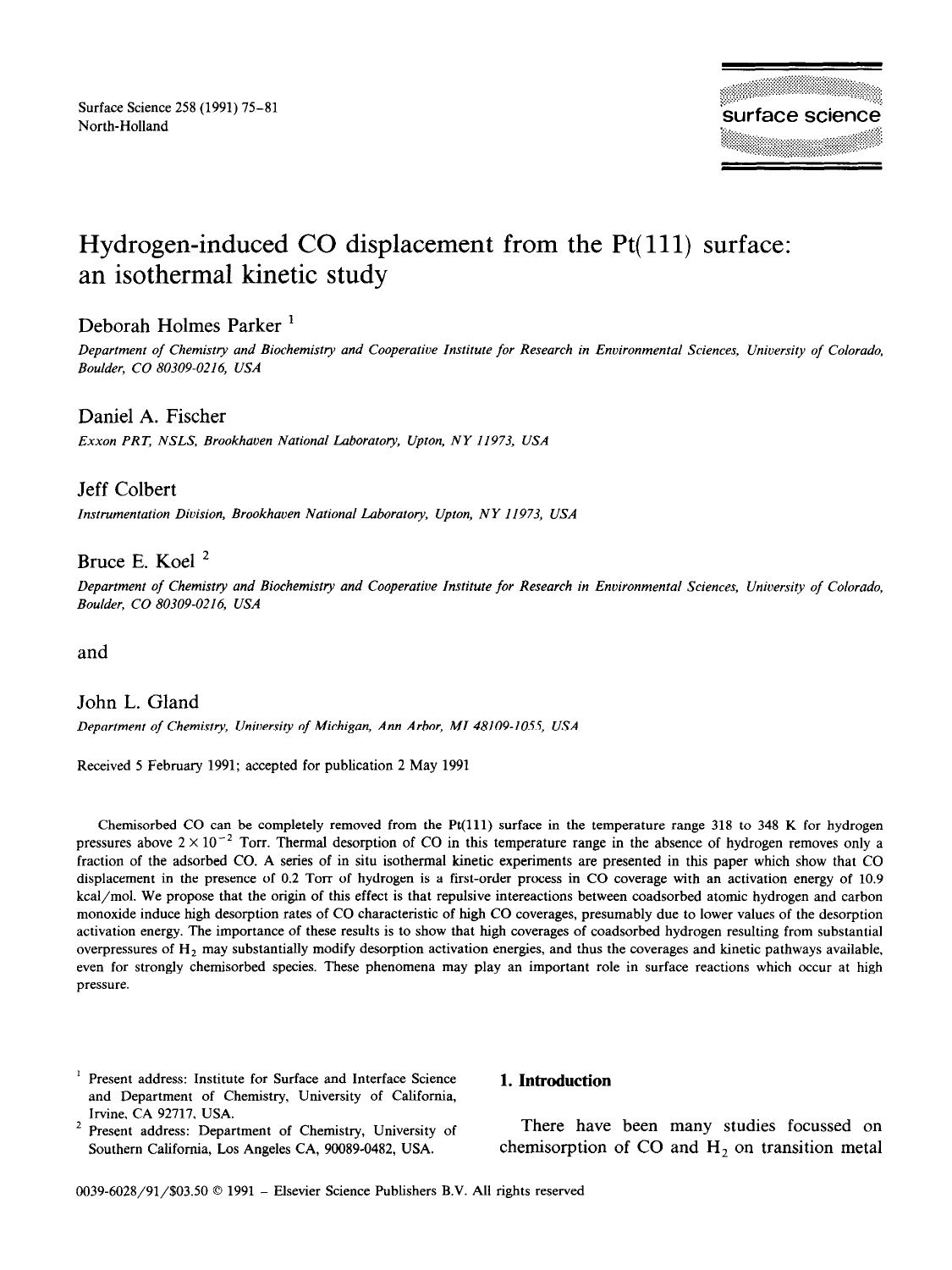# Hydrogen-induced CO displacement from the Pt(111) surface: an isothermal kinetic study

Deborah Holmes Parker [1]

*Department of Chemistry and Biochemistry and Cooperative Institute for Research in Environmental Sciences, University of Colorado, Boulder, CO 80309-0216, USA*

Daniel A. Fischer

*Exxon PRT, NSLS, Brookhaven National Laboratory, Upton, NY 11973, USA*

Jeff Colbert

*Instrumentation Division, Brookhaven National Laboratory, Upton, NY 11973, USA*

Bruce E. Koel [2]

*Department of Chemistry and Biochemistry and Cooperative Institute for Research in Environmental Sciences, University of Colorado, Boulder, CO 80309-0216, USA*

and

John L. Gland

*Department of Chemistry, University of Michigan, Ann Arbor, MI 48109-1055, USA*

Received 5 February 1991; accepted for publication 2 May 1991

Chemisorbed CO can be completely removed from the Pt(111) surface in the temperature range 318 to 348 K for hydrogen pressures above $2 \times 10^{-2}$ Torr. Thermal desorption of CO in this temperature range in the absence of hydrogen removes only a fraction of the adsorbed CO. A series of in situ isothermal kinetic experiments are presented in this paper which show that CO displacement in the presence of 0.2 Torr of hydrogen is a first-order process in CO coverage with an activation energy of 10.9 kcal/mol. We propose that the origin of this effect is that repulsive intereactions between coadsorbed atomic hydrogen and carbon monoxide induce high desorption rates of CO characteristic of high CO coverages, presumably due to lower values of the desorption activation energy. The importance of these results is to show that high coverages of coadsorbed hydrogen resulting from substantial overpressures of $H_2$ may substantially modify desorption activation energies, and thus the coverages and kinetic pathways available, even for strongly chemisorbed species. These phenomena may play an important role in surface reactions which occur at high pressure.

[1] Present address: Institute for Surface and Interface Science and Department of Chemistry, University of California, Irvine, CA 92717, USA.

[2] Present address: Department of Chemistry, University of Southern California, Los Angeles CA, 90089-0482, USA.

## 1. Introduction

There have been many studies focussed on chemisorption of CO and $H_2$ on transition metal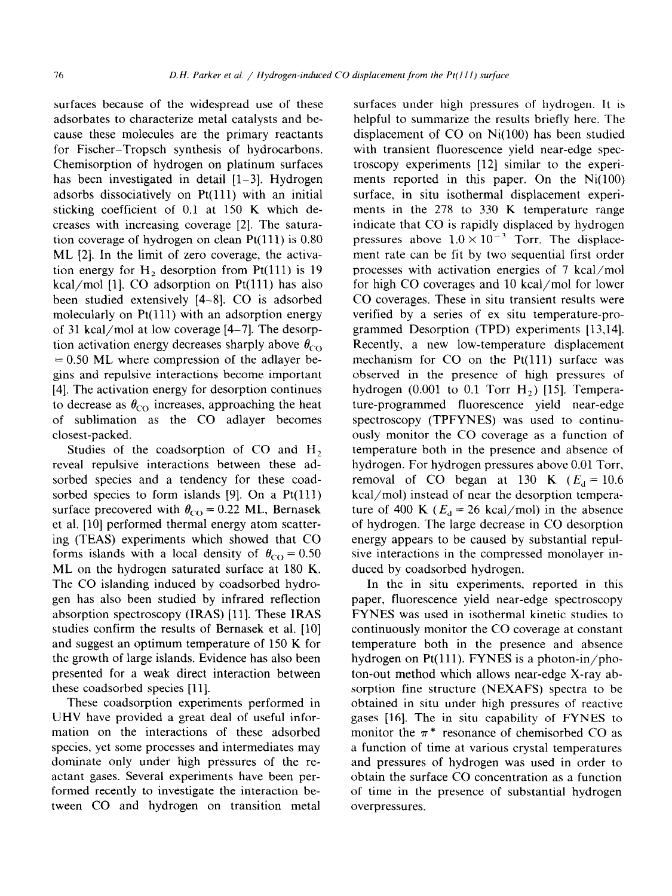surfaces because of the widespread use of these adsorbates to characterize metal catalysts and because these molecules are the primary reactants for Fischer–Tropsch synthesis of hydrocarbons. Chemisorption of hydrogen on platinum surfaces has been investigated in detail [1–3]. Hydrogen adsorbs dissociatively on Pt(111) with an initial sticking coefficient of 0.1 at 150 K which decreases with increasing coverage [2]. The saturation coverage of hydrogen on clean Pt(111) is 0.80 ML [2]. In the limit of zero coverage, the activation energy for $H_2$ desorption from Pt(111) is 19 kcal/mol [1]. CO adsorption on Pt(111) has also been studied extensively [4–8]. CO is adsorbed molecularly on Pt(111) with an adsorption energy of 31 kcal/mol at low coverage [4–7]. The desorption activation energy decreases sharply above $\theta_{CO} = 0.50$ ML where compression of the adlayer begins and repulsive interactions become important [4]. The activation energy for desorption continues to decrease as $\theta_{CO}$ increases, approaching the heat of sublimation as the CO adlayer becomes closest-packed.

Studies of the coadsorption of CO and $H_2$ reveal repulsive interactions between these adsorbed species and a tendency for these coadsorbed species to form islands [9]. On a Pt(111) surface precovered with $\theta_{CO} = 0.22$ ML, Bernasek et al. [10] performed thermal energy atom scattering (TEAS) experiments which showed that CO forms islands with a local density of $\theta_{CO} = 0.50$ ML on the hydrogen saturated surface at 180 K. The CO islanding induced by coadsorbed hydrogen has also been studied by infrared reflection absorption spectroscopy (IRAS) [11]. These IRAS studies confirm the results of Bernasek et al. [10] and suggest an optimum temperature of 150 K for the growth of large islands. Evidence has also been presented for a weak direct interaction between these coadsorbed species [11].

These coadsorption experiments performed in UHV have provided a great deal of useful information on the interactions of these adsorbed species, yet some processes and intermediates may dominate only under high pressures of the reactant gases. Several experiments have been performed recently to investigate the interaction between CO and hydrogen on transition metal surfaces under high pressures of hydrogen. It is helpful to summarize the results briefly here. The displacement of CO on Ni(100) has been studied with transient fluorescence yield near-edge spectroscopy experiments [12] similar to the experiments reported in this paper. On the Ni(100) surface, in situ isothermal displacement experiments in the 278 to 330 K temperature range indicate that CO is rapidly displaced by hydrogen pressures above $1.0 \times 10^{-3}$ Torr. The displacement rate can be fit by two sequential first order processes with activation energies of 7 kcal/mol for high CO coverages and 10 kcal/mol for lower CO coverages. These in situ transient results were verified by a series of ex situ temperature-programmed Desorption (TPD) experiments [13,14]. Recently, a new low-temperature displacement mechanism for CO on the Pt(111) surface was observed in the presence of high pressures of hydrogen (0.001 to 0.1 Torr $H_2$) [15]. Temperature-programmed fluorescence yield near-edge spectroscopy (TPFYNES) was used to continuously monitor the CO coverage as a function of temperature both in the presence and absence of hydrogen. For hydrogen pressures above 0.01 Torr, removal of CO began at 130 K ($E_d = 10.6$ kcal/mol) instead of near the desorption temperature of 400 K ($E_d = 26$ kcal/mol) in the absence of hydrogen. The large decrease in CO desorption energy appears to be caused by substantial repulsive interactions in the compressed monolayer induced by coadsorbed hydrogen.

In the in situ experiments, reported in this paper, fluorescence yield near-edge spectroscopy FYNES was used in isothermal kinetic studies to continuously monitor the CO coverage at constant temperature both in the presence and absence hydrogen on Pt(111). FYNES is a photon-in/photon-out method which allows near-edge X-ray absorption fine structure (NEXAFS) spectra to be obtained in situ under high pressures of reactive gases [16]. The in situ capability of FYNES to monitor the $\pi^*$ resonance of chemisorbed CO as a function of time at various crystal temperatures and pressures of hydrogen was used in order to obtain the surface CO concentration as a function of time in the presence of substantial hydrogen overpressures.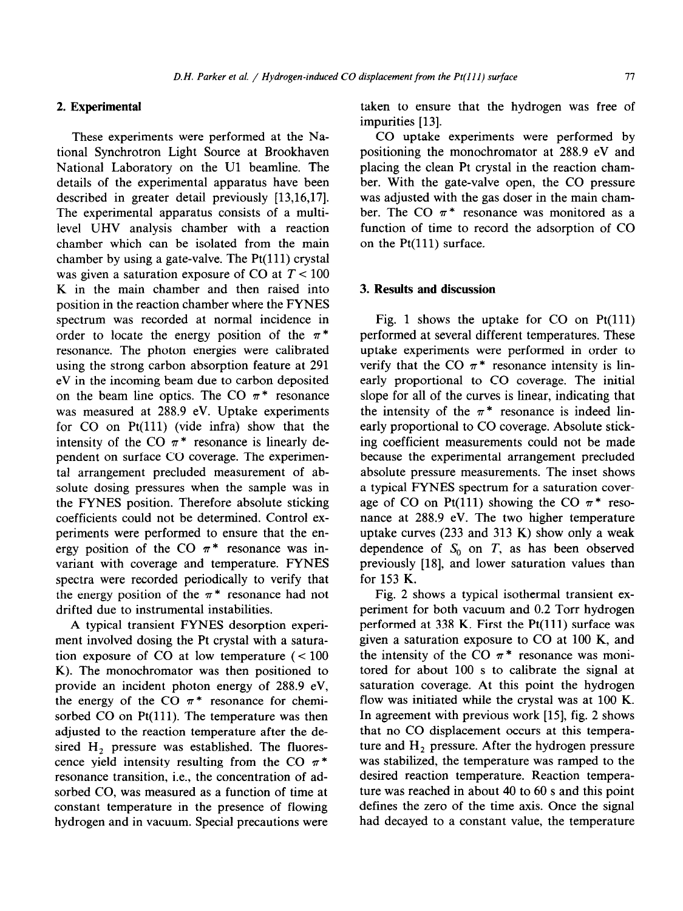## 2. Experimental

These experiments were performed at the National Synchrotron Light Source at Brookhaven National Laboratory on the U1 beamline. The details of the experimental apparatus have been described in greater detail previously [13,16,17]. The experimental apparatus consists of a multilevel UHV analysis chamber with a reaction chamber which can be isolated from the main chamber by using a gate-valve. The Pt(111) crystal was given a saturation exposure of CO at $T < 100$ K in the main chamber and then raised into position in the reaction chamber where the FYNES spectrum was recorded at normal incidence in order to locate the energy position of the $\pi^*$ resonance. The photon energies were calibrated using the strong carbon absorption feature at 291 eV in the incoming beam due to carbon deposited on the beam line optics. The CO $\pi^*$ resonance was measured at 288.9 eV. Uptake experiments for CO on Pt(111) (vide infra) show that the intensity of the CO $\pi^*$ resonance is linearly dependent on surface CO coverage. The experimental arrangement precluded measurement of absolute dosing pressures when the sample was in the FYNES position. Therefore absolute sticking coefficients could not be determined. Control experiments were performed to ensure that the energy position of the CO $\pi^*$ resonance was invariant with coverage and temperature. FYNES spectra were recorded periodically to verify that the energy position of the $\pi^*$ resonance had not drifted due to instrumental instabilities.

A typical transient FYNES desorption experiment involved dosing the Pt crystal with a saturation exposure of CO at low temperature (< 100 K). The monochromator was then positioned to provide an incident photon energy of 288.9 eV, the energy of the CO $\pi^*$ resonance for chemisorbed CO on Pt(111). The temperature was then adjusted to the reaction temperature after the desired $H_2$ pressure was established. The fluorescence yield intensity resulting from the CO $\pi^*$ resonance transition, i.e., the concentration of adsorbed CO, was measured as a function of time at constant temperature in the presence of flowing hydrogen and in vacuum. Special precautions were taken to ensure that the hydrogen was free of impurities [13].

CO uptake experiments were performed by positioning the monochromator at 288.9 eV and placing the clean Pt crystal in the reaction chamber. With the gate-valve open, the CO pressure was adjusted with the gas doser in the main chamber. The CO $\pi^*$ resonance was monitored as a function of time to record the adsorption of CO on the Pt(111) surface.

## 3. Results and discussion

Fig. 1 shows the uptake for CO on Pt(111) performed at several different temperatures. These uptake experiments were performed in order to verify that the CO $\pi^*$ resonance intensity is linearly proportional to CO coverage. The initial slope for all of the curves is linear, indicating that the intensity of the $\pi^*$ resonance is indeed linearly proportional to CO coverage. Absolute sticking coefficient measurements could not be made because the experimental arrangement precluded absolute pressure measurements. The inset shows a typical FYNES spectrum for a saturation coverage of CO on Pt(111) showing the CO $\pi^*$ resonance at 288.9 eV. The two higher temperature uptake curves (233 and 313 K) show only a weak dependence of $S_0$ on $T$, as has been observed previously [18], and lower saturation values than for 153 K.

Fig. 2 shows a typical isothermal transient experiment for both vacuum and 0.2 Torr hydrogen performed at 338 K. First the Pt(111) surface was given a saturation exposure to CO at 100 K, and the intensity of the CO $\pi^*$ resonance was monitored for about 100 s to calibrate the signal at saturation coverage. At this point the hydrogen flow was initiated while the crystal was at 100 K. In agreement with previous work [15], fig. 2 shows that no CO displacement occurs at this temperature and $H_2$ pressure. After the hydrogen pressure was stabilized, the temperature was ramped to the desired reaction temperature. Reaction temperature was reached in about 40 to 60 s and this point defines the zero of the time axis. Once the signal had decayed to a constant value, the temperature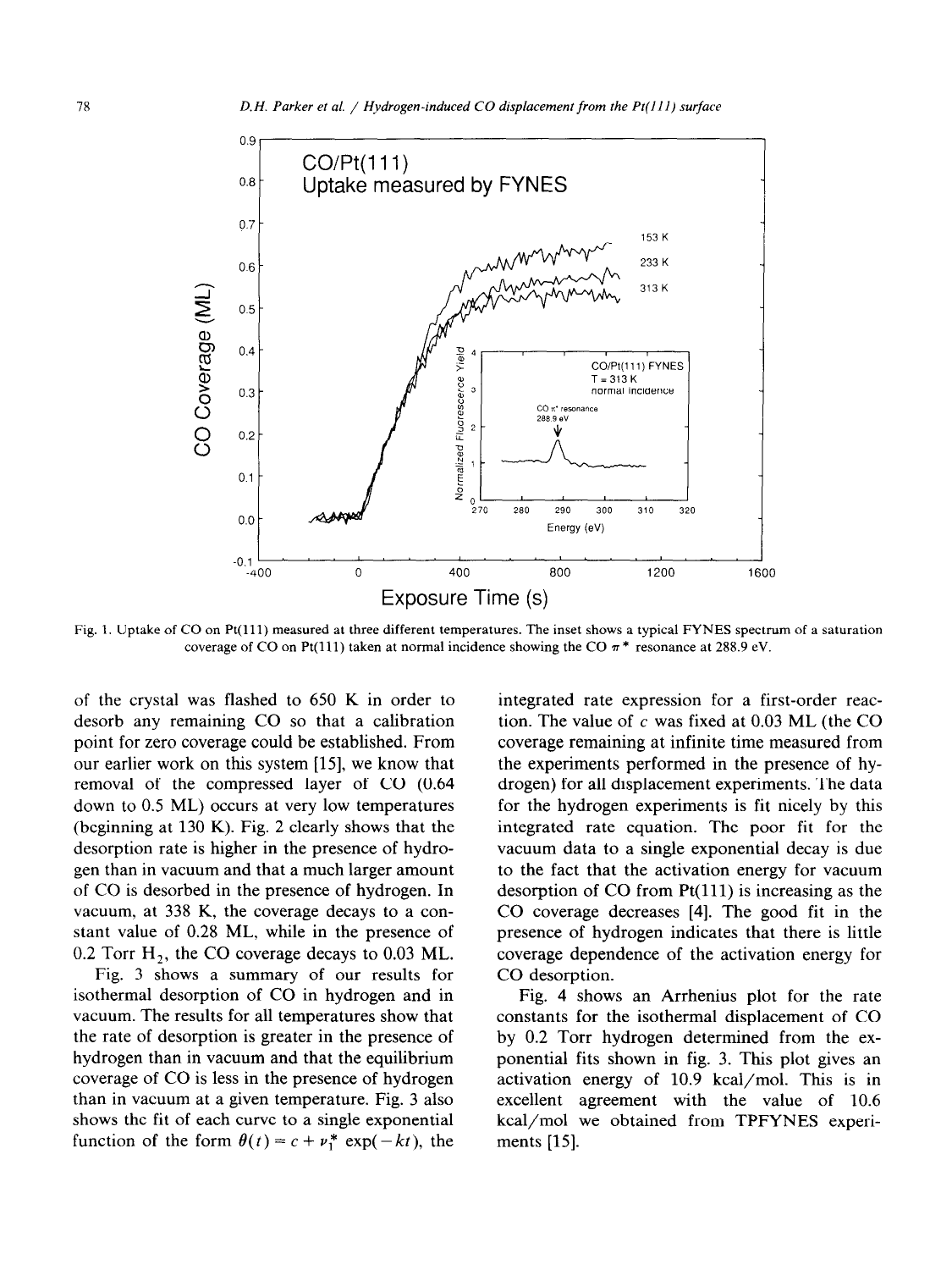Fig. 1. Uptake of CO on Pt(111) measured at three different temperatures. The inset shows a typical FYNES spectrum of a saturation coverage of CO on Pt(111) taken at normal incidence showing the CO $\pi^*$ resonance at 288.9 eV.

of the crystal was flashed to 650 K in order to desorb any remaining CO so that a calibration point for zero coverage could be established. From our earlier work on this system [15], we know that removal of the compressed layer of CO (0.64 down to 0.5 ML) occurs at very low temperatures (beginning at 130 K). Fig. 2 clearly shows that the desorption rate is higher in the presence of hydrogen than in vacuum and that a much larger amount of CO is desorbed in the presence of hydrogen. In vacuum, at 338 K, the coverage decays to a constant value of 0.28 ML, while in the presence of 0.2 Torr $H_2$, the CO coverage decays to 0.03 ML.

Fig. 3 shows a summary of our results for isothermal desorption of CO in hydrogen and in vacuum. The results for all temperatures show that the rate of desorption is greater in the presence of hydrogen than in vacuum and that the equilibrium coverage of CO is less in the presence of hydrogen than in vacuum at a given temperature. Fig. 3 also shows the fit of each curve to a single exponential function of the form $\theta(t) = c + \nu_1^* \exp(-kt)$, the integrated rate expression for a first-order reaction. The value of $c$ was fixed at 0.03 ML (the CO coverage remaining at infinite time measured from the experiments performed in the presence of hydrogen) for all displacement experiments. The data for the hydrogen experiments is fit nicely by this integrated rate equation. The poor fit for the vacuum data to a single exponential decay is due to the fact that the activation energy for vacuum desorption of CO from Pt(111) is increasing as the CO coverage decreases [4]. The good fit in the presence of hydrogen indicates that there is little coverage dependence of the activation energy for CO desorption.

Fig. 4 shows an Arrhenius plot for the rate constants for the isothermal displacement of CO by 0.2 Torr hydrogen determined from the exponential fits shown in fig. 3. This plot gives an activation energy of 10.9 kcal/mol. This is in excellent agreement with the value of 10.6 kcal/mol we obtained from TPFYNES experiments [15].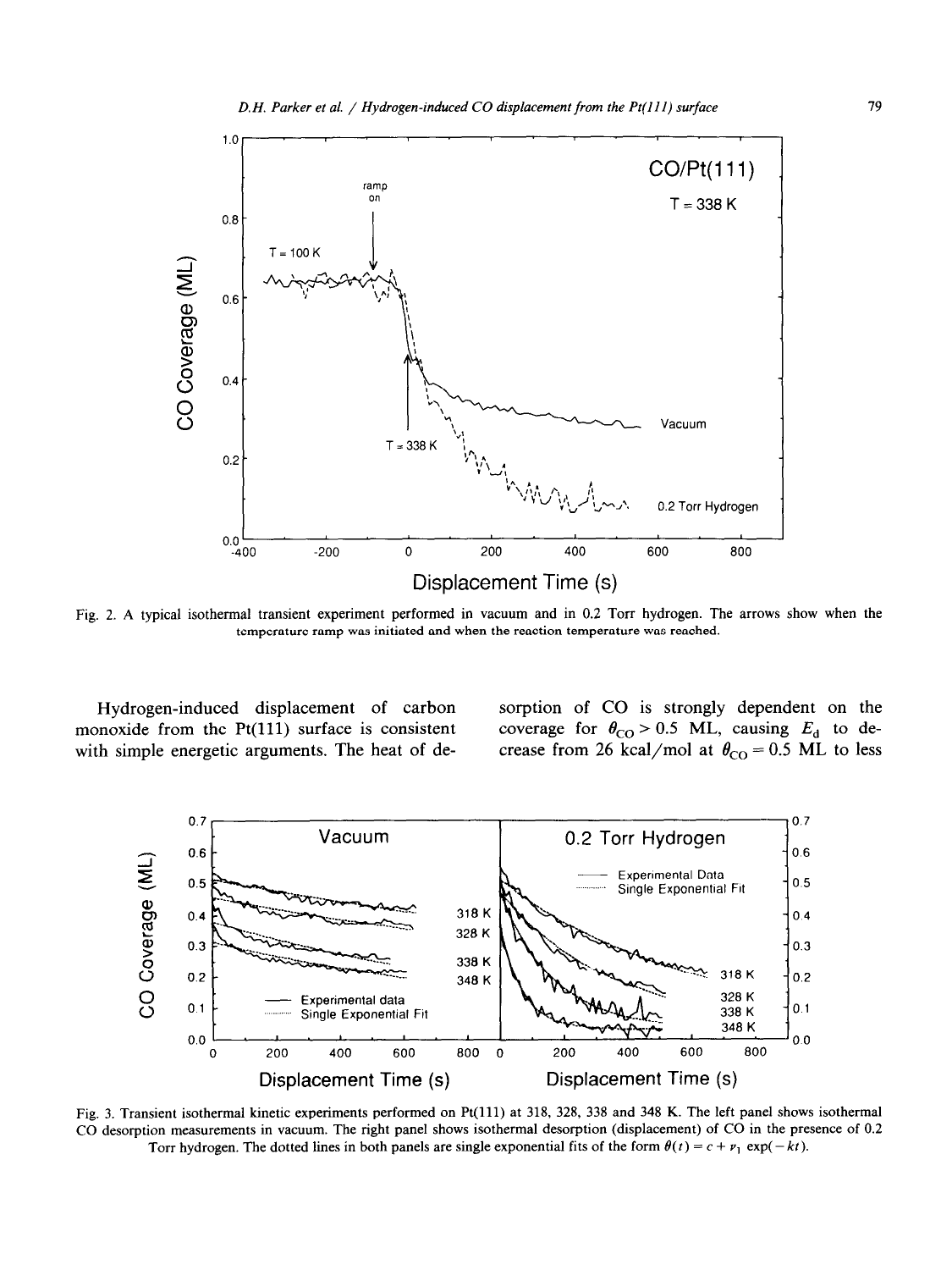Fig. 2. A typical isothermal transient experiment performed in vacuum and in 0.2 Torr hydrogen. The arrows show when the temperature ramp was initiated and when the reaction temperature was reached.

Hydrogen-induced displacement of carbon monoxide from the Pt(111) surface is consistent with simple energetic arguments. The heat of desorption of CO is strongly dependent on the coverage for $\theta_{CO} > 0.5$ ML, causing $E_d$ to decrease from 26 kcal/mol at $\theta_{CO} = 0.5$ ML to less

Fig. 3. Transient isothermal kinetic experiments performed on Pt(111) at 318, 328, 338 and 348 K. The left panel shows isothermal CO desorption measurements in vacuum. The right panel shows isothermal desorption (displacement) of CO in the presence of 0.2 Torr hydrogen. The dotted lines in both panels are single exponential fits of the form $\theta(t) = c + \nu_1 \exp(-kt)$.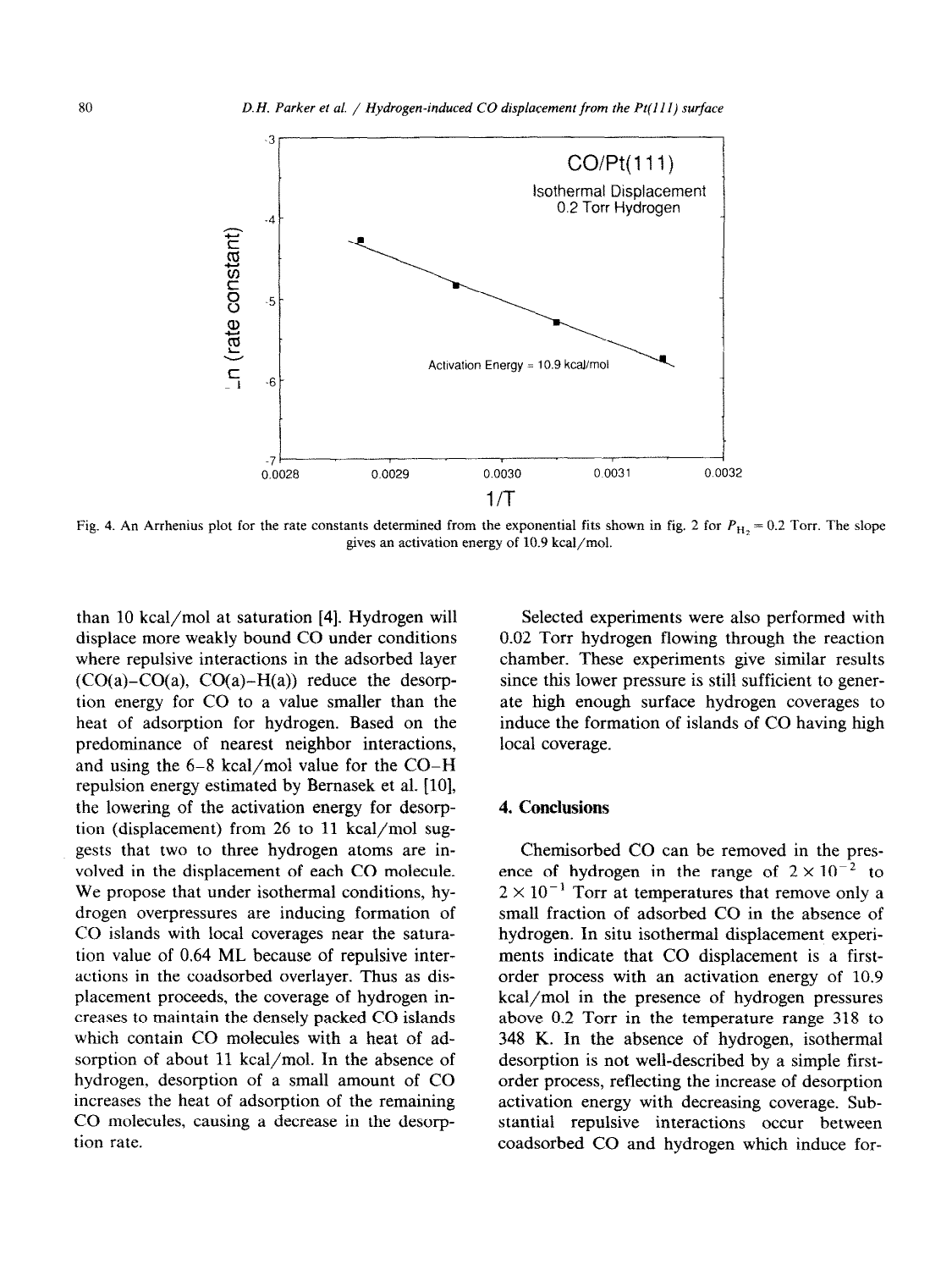Fig. 4. An Arrhenius plot for the rate constants determined from the exponential fits shown in fig. 2 for $P_{H_2} = 0.2$ Torr. The slope gives an activation energy of 10.9 kcal/mol.

than 10 kcal/mol at saturation [4]. Hydrogen will displace more weakly bound CO under conditions where repulsive interactions in the adsorbed layer (CO(a)–CO(a), CO(a)–H(a)) reduce the desorption energy for CO to a value smaller than the heat of adsorption for hydrogen. Based on the predominance of nearest neighbor interactions, and using the 6–8 kcal/mol value for the CO–H repulsion energy estimated by Bernasek et al. [10], the lowering of the activation energy for desorption (displacement) from 26 to 11 kcal/mol suggests that two to three hydrogen atoms are involved in the displacement of each CO molecule. We propose that under isothermal conditions, hydrogen overpressures are inducing formation of CO islands with local coverages near the saturation value of 0.64 ML because of repulsive interactions in the coadsorbed overlayer. Thus as displacement proceeds, the coverage of hydrogen increases to maintain the densely packed CO islands which contain CO molecules with a heat of adsorption of about 11 kcal/mol. In the absence of hydrogen, desorption of a small amount of CO increases the heat of adsorption of the remaining CO molecules, causing a decrease in the desorption rate.

Selected experiments were also performed with 0.02 Torr hydrogen flowing through the reaction chamber. These experiments give similar results since this lower pressure is still sufficient to generate high enough surface hydrogen coverages to induce the formation of islands of CO having high local coverage.

## 4. Conclusions

Chemisorbed CO can be removed in the presence of hydrogen in the range of $2 \times 10^{-2}$ to $2 \times 10^{-1}$ Torr at temperatures that remove only a small fraction of adsorbed CO in the absence of hydrogen. In situ isothermal displacement experiments indicate that CO displacement is a first-order process with an activation energy of 10.9 kcal/mol in the presence of hydrogen pressures above 0.2 Torr in the temperature range 318 to 348 K. In the absence of hydrogen, isothermal desorption is not well-described by a simple first-order process, reflecting the increase of desorption activation energy with decreasing coverage. Substantial repulsive interactions occur between coadsorbed CO and hydrogen which induce for-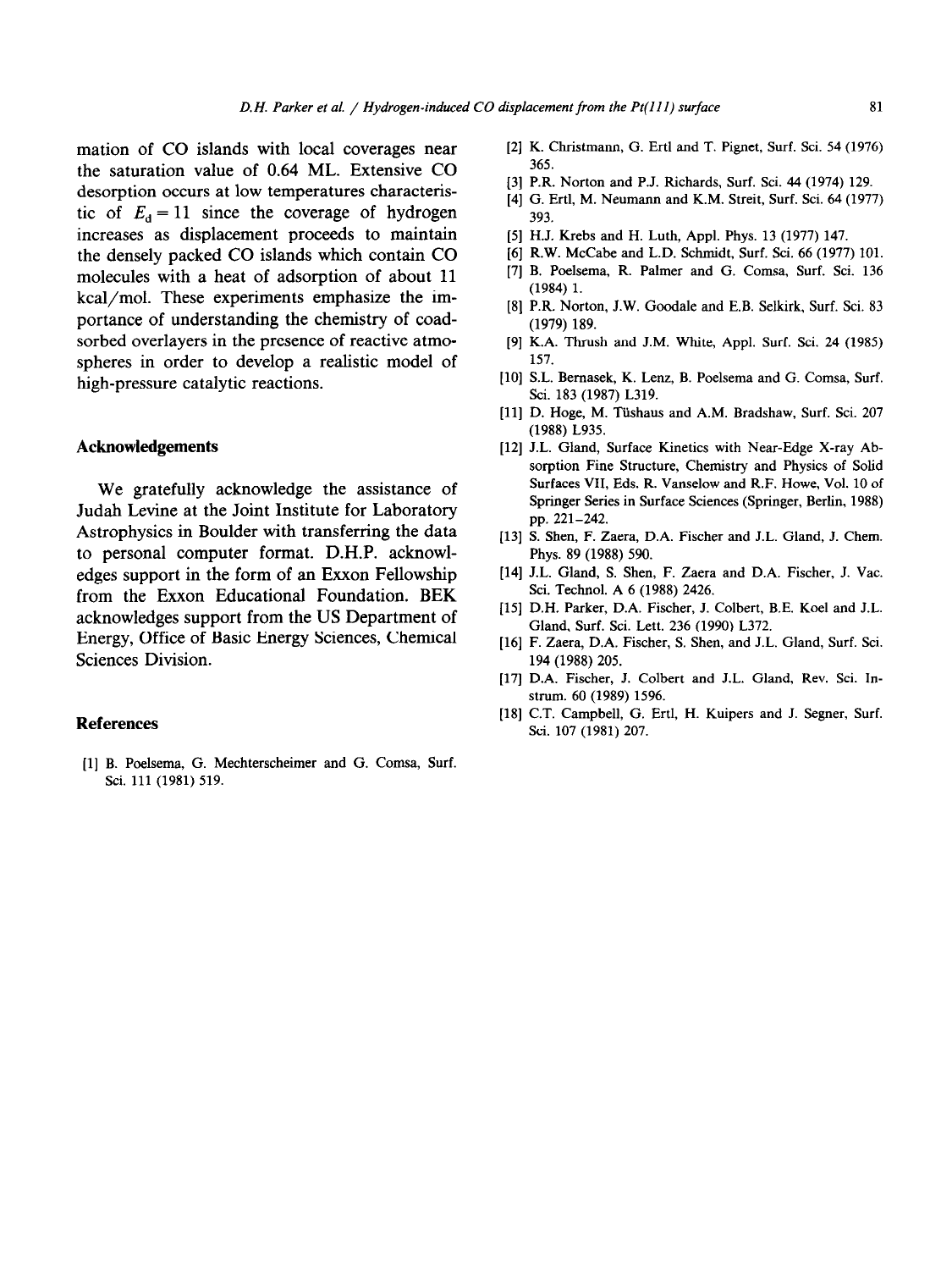mation of CO islands with local coverages near the saturation value of 0.64 ML. Extensive CO desorption occurs at low temperatures characteristic of $E_d = 11$ since the coverage of hydrogen increases as displacement proceeds to maintain the densely packed CO islands which contain CO molecules with a heat of adsorption of about 11 kcal/mol. These experiments emphasize the importance of understanding the chemistry of coadsorbed overlayers in the presence of reactive atmospheres in order to develop a realistic model of high-pressure catalytic reactions.

## Acknowledgements

We gratefully acknowledge the assistance of Judah Levine at the Joint Institute for Laboratory Astrophysics in Boulder with transferring the data to personal computer format. D.H.P. acknowledges support in the form of an Exxon Fellowship from the Exxon Educational Foundation. BEK acknowledges support from the US Department of Energy, Office of Basic Energy Sciences, Chemical Sciences Division.

## References

[1] B. Poelsema, G. Mechterscheimer and G. Comsa, Surf. Sci. 111 (1981) 519.

[2] K. Christmann, G. Ertl and T. Pignet, Surf. Sci. 54 (1976) 365.

[3] P.R. Norton and P.J. Richards, Surf. Sci. 44 (1974) 129.

[4] G. Ertl, M. Neumann and K.M. Streit, Surf. Sci. 64 (1977) 393.

[5] H.J. Krebs and H. Luth, Appl. Phys. 13 (1977) 147.

[6] R.W. McCabe and L.D. Schmidt, Surf. Sci. 66 (1977) 101.

[7] B. Poelsema, R. Palmer and G. Comsa, Surf. Sci. 136 (1984) 1.

[8] P.R. Norton, J.W. Goodale and E.B. Selkirk, Surf. Sci. 83 (1979) 189.

[9] K.A. Thrush and J.M. White, Appl. Surf. Sci. 24 (1985) 157.

[10] S.L. Bernasek, K. Lenz, B. Poelsema and G. Comsa, Surf. Sci. 183 (1987) L319.

[11] D. Hoge, M. Tüshaus and A.M. Bradshaw, Surf. Sci. 207 (1988) L935.

[12] J.L. Gland, Surface Kinetics with Near-Edge X-ray Absorption Fine Structure, Chemistry and Physics of Solid Surfaces VII, Eds. R. Vanselow and R.F. Howe, Vol. 10 of Springer Series in Surface Sciences (Springer, Berlin, 1988) pp. 221–242.

[13] S. Shen, F. Zaera, D.A. Fischer and J.L. Gland, J. Chem. Phys. 89 (1988) 590.

[14] J.L. Gland, S. Shen, F. Zaera and D.A. Fischer, J. Vac. Sci. Technol. A 6 (1988) 2426.

[15] D.H. Parker, D.A. Fischer, J. Colbert, B.E. Koel and J.L. Gland, Surf. Sci. Lett. 236 (1990) L372.

[16] F. Zaera, D.A. Fischer, S. Shen, and J.L. Gland, Surf. Sci. 194 (1988) 205.

[17] D.A. Fischer, J. Colbert and J.L. Gland, Rev. Sci. Instrum. 60 (1989) 1596.

[18] C.T. Campbell, G. Ertl, H. Kuipers and J. Segner, Surf. Sci. 107 (1981) 207.